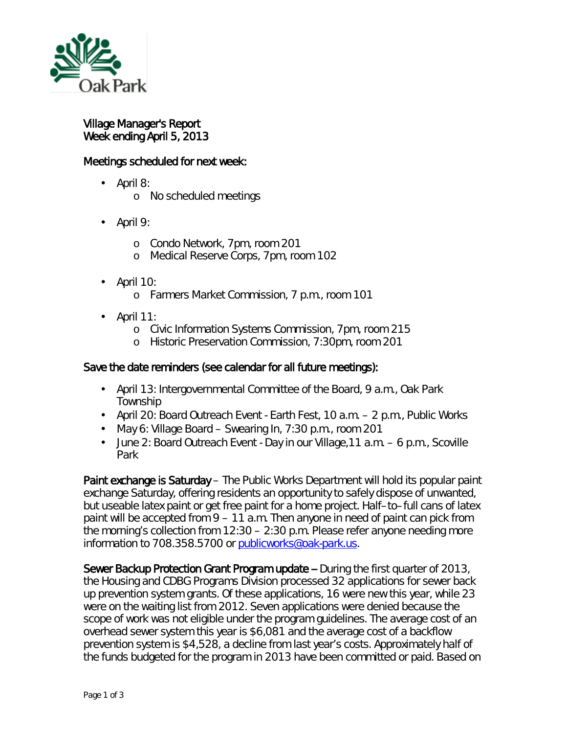Oak Park

# Village Manager's Report
## Week ending April 5, 2013

### Meetings scheduled for next week:

- April 8:
  - No scheduled meetings
- April 9:
  - Condo Network, 7pm, room 201
  - Medical Reserve Corps, 7pm, room 102
- April 10:
  - Farmers Market Commission, 7 p.m., room 101
- April 11:
  - Civic Information Systems Commission, 7pm, room 215
  - Historic Preservation Commission, 7:30pm, room 201

### Save the date reminders (see calendar for all future meetings):

- April 13: Intergovernmental Committee of the Board, 9 a.m., Oak Park Township
- April 20: Board Outreach Event - Earth Fest, 10 a.m. – 2 p.m., Public Works
- May 6: Village Board – Swearing In, 7:30 p.m., room 201
- June 2: Board Outreach Event - Day in our Village,11 a.m. – 6 p.m., Scoville Park

**Paint exchange is Saturday** – The Public Works Department will hold its popular paint exchange Saturday, offering residents an opportunity to safely dispose of unwanted, but useable latex paint or get free paint for a home project. Half–to–full cans of latex paint will be accepted from 9 – 11 a.m. Then anyone in need of paint can pick from the morning's collection from 12:30 – 2:30 p.m. Please refer anyone needing more information to 708.358.5700 or publicworks@oak-park.us.

**Sewer Backup Protection Grant Program update –** During the first quarter of 2013, the Housing and CDBG Programs Division processed 32 applications for sewer back up prevention system grants. Of these applications, 16 were new this year, while 23 were on the waiting list from 2012. Seven applications were denied because the scope of work was not eligible under the program guidelines. The average cost of an overhead sewer system this year is $6,081 and the average cost of a backflow prevention system is $4,528, a decline from last year's costs. Approximately half of the funds budgeted for the program in 2013 have been committed or paid. Based on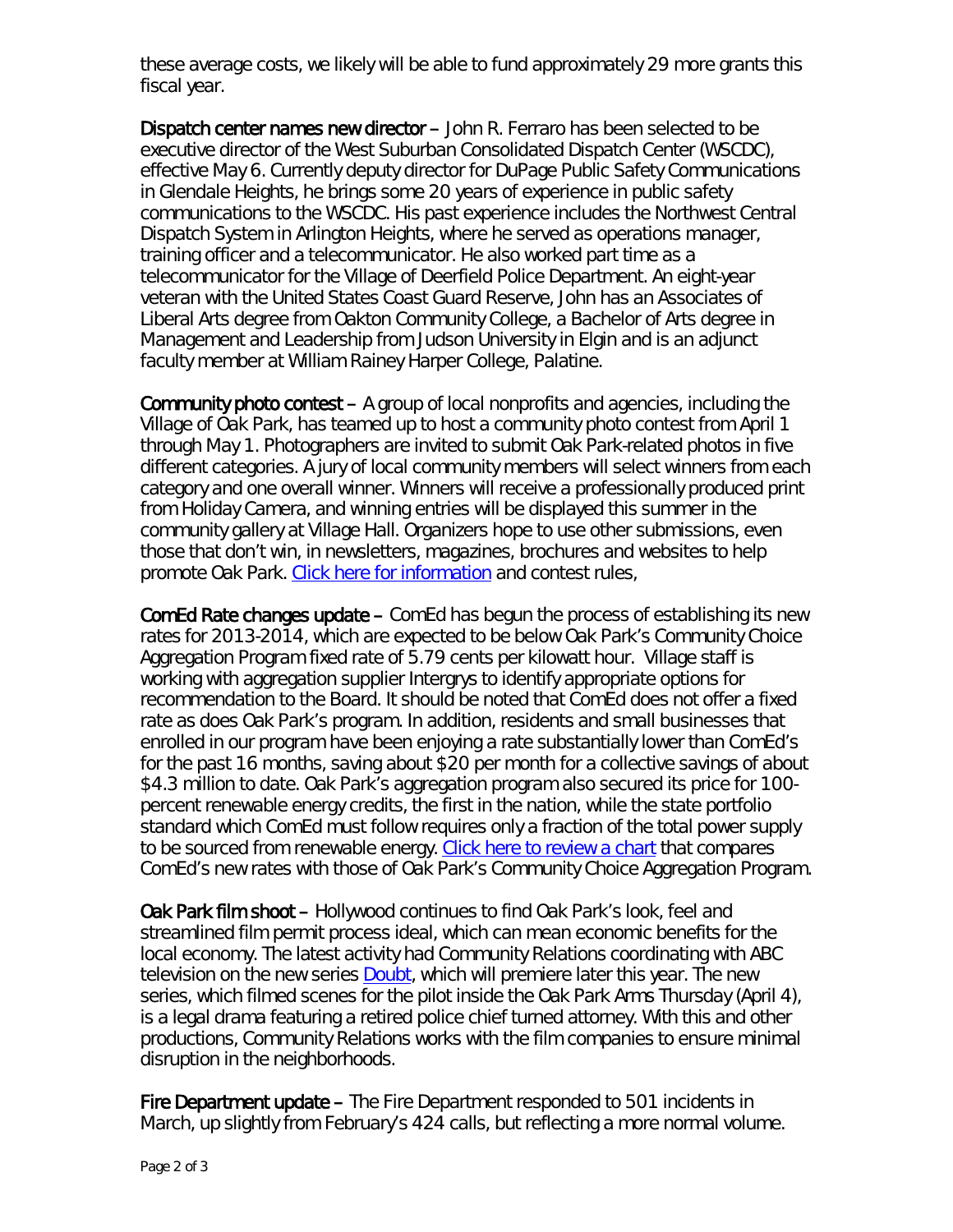these average costs, we likely will be able to fund approximately 29 more grants this fiscal year.

**Dispatch center names new director** – John R. Ferraro has been selected to be executive director of the West Suburban Consolidated Dispatch Center (WSCDC), effective May 6. Currently deputy director for DuPage Public Safety Communications in Glendale Heights, he brings some 20 years of experience in public safety communications to the WSCDC. His past experience includes the Northwest Central Dispatch System in Arlington Heights, where he served as operations manager, training officer and a telecommunicator. He also worked part time as a telecommunicator for the Village of Deerfield Police Department. An eight-year veteran with the United States Coast Guard Reserve, John has an Associates of Liberal Arts degree from Oakton Community College, a Bachelor of Arts degree in Management and Leadership from Judson University in Elgin and is an adjunct faculty member at William Rainey Harper College, Palatine.

**Community photo contest** – A group of local nonprofits and agencies, including the Village of Oak Park, has teamed up to host a community photo contest from April 1 through May 1. Photographers are invited to submit Oak Park-related photos in five different categories. A jury of local community members will select winners from each category and one overall winner. Winners will receive a professionally produced print from Holiday Camera, and winning entries will be displayed this summer in the community gallery at Village Hall. Organizers hope to use other submissions, even those that don't win, in newsletters, magazines, brochures and websites to help promote Oak Park. Click here for information and contest rules,

**ComEd Rate changes update** – ComEd has begun the process of establishing its new rates for 2013-2014, which are expected to be below Oak Park's Community Choice Aggregation Program fixed rate of 5.79 cents per kilowatt hour. Village staff is working with aggregation supplier Intergrys to identify appropriate options for recommendation to the Board. It should be noted that ComEd does not offer a fixed rate as does Oak Park's program. In addition, residents and small businesses that enrolled in our program have been enjoying a rate substantially lower than ComEd's for the past 16 months, saving about $20 per month for a collective savings of about $4.3 million to date. Oak Park's aggregation program also secured its price for 100-percent renewable energy credits, the first in the nation, while the state portfolio standard which ComEd must follow requires only a fraction of the total power supply to be sourced from renewable energy. Click here to review a chart that compares ComEd's new rates with those of Oak Park's Community Choice Aggregation Program.

**Oak Park film shoot** – Hollywood continues to find Oak Park's look, feel and streamlined film permit process ideal, which can mean economic benefits for the local economy. The latest activity had Community Relations coordinating with ABC television on the new series Doubt, which will premiere later this year. The new series, which filmed scenes for the pilot inside the Oak Park Arms Thursday (April 4), is a legal drama featuring a retired police chief turned attorney. With this and other productions, Community Relations works with the film companies to ensure minimal disruption in the neighborhoods.

**Fire Department update** – The Fire Department responded to 501 incidents in March, up slightly from February's 424 calls, but reflecting a more normal volume.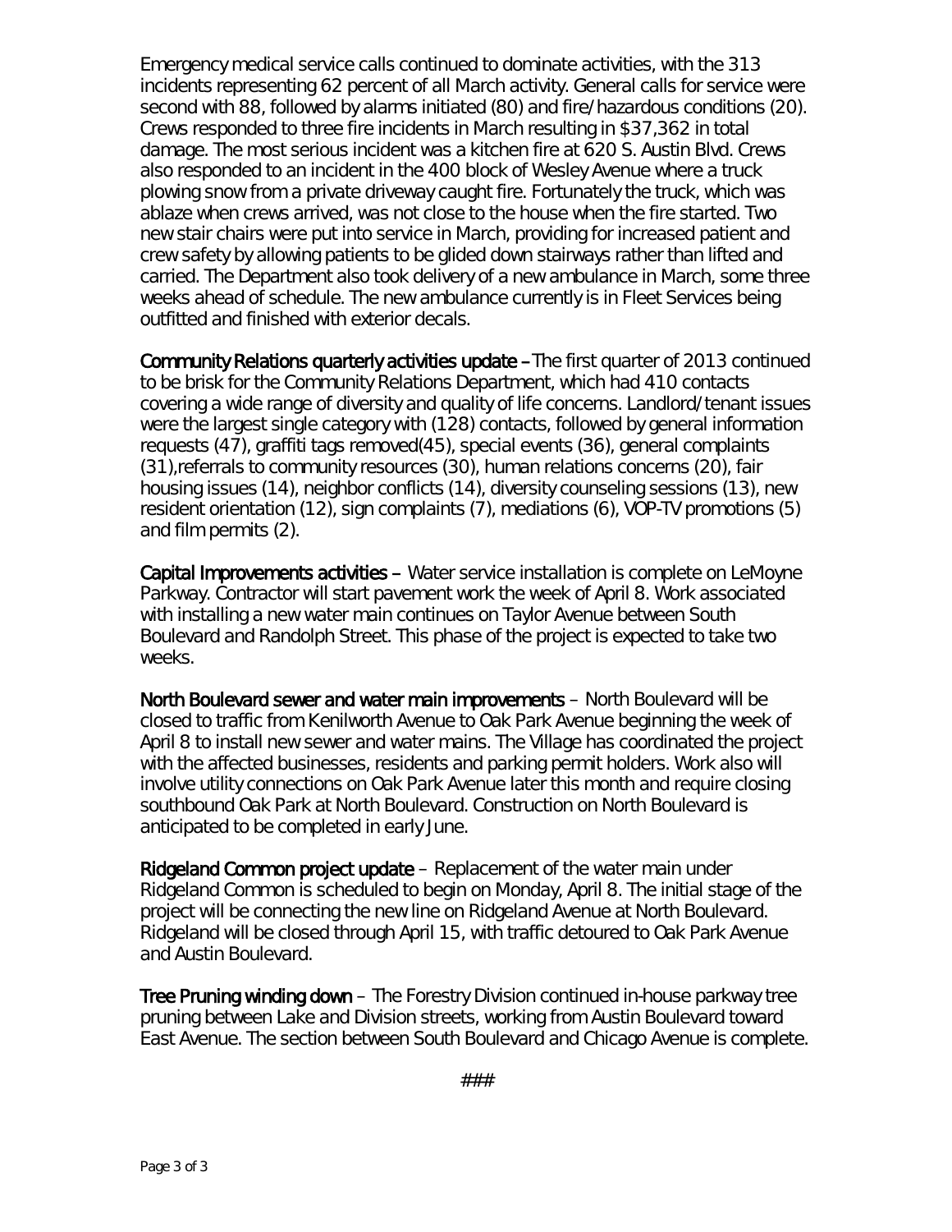Emergency medical service calls continued to dominate activities, with the 313 incidents representing 62 percent of all March activity. General calls for service were second with 88, followed by alarms initiated (80) and fire/hazardous conditions (20). Crews responded to three fire incidents in March resulting in $37,362 in total damage. The most serious incident was a kitchen fire at 620 S. Austin Blvd. Crews also responded to an incident in the 400 block of Wesley Avenue where a truck plowing snow from a private driveway caught fire. Fortunately the truck, which was ablaze when crews arrived, was not close to the house when the fire started. Two new stair chairs were put into service in March, providing for increased patient and crew safety by allowing patients to be glided down stairways rather than lifted and carried. The Department also took delivery of a new ambulance in March, some three weeks ahead of schedule. The new ambulance currently is in Fleet Services being outfitted and finished with exterior decals.

**Community Relations quarterly activities update –** The first quarter of 2013 continued to be brisk for the Community Relations Department, which had 410 contacts covering a wide range of diversity and quality of life concerns. Landlord/tenant issues were the largest single category with (128) contacts, followed by general information requests (47), graffiti tags removed(45), special events (36), general complaints (31),referrals to community resources (30), human relations concerns (20), fair housing issues (14), neighbor conflicts (14), diversity counseling sessions (13), new resident orientation (12), sign complaints (7), mediations (6), VOP-TV promotions (5) and film permits (2).

**Capital Improvements activities –** Water service installation is complete on LeMoyne Parkway. Contractor will start pavement work the week of April 8. Work associated with installing a new water main continues on Taylor Avenue between South Boulevard and Randolph Street. This phase of the project is expected to take two weeks.

**North Boulevard sewer and water main improvements** – North Boulevard will be closed to traffic from Kenilworth Avenue to Oak Park Avenue beginning the week of April 8 to install new sewer and water mains. The Village has coordinated the project with the affected businesses, residents and parking permit holders. Work also will involve utility connections on Oak Park Avenue later this month and require closing southbound Oak Park at North Boulevard. Construction on North Boulevard is anticipated to be completed in early June.

**Ridgeland Common project update** – Replacement of the water main under Ridgeland Common is scheduled to begin on Monday, April 8. The initial stage of the project will be connecting the new line on Ridgeland Avenue at North Boulevard. Ridgeland will be closed through April 15, with traffic detoured to Oak Park Avenue and Austin Boulevard.

**Tree Pruning winding down** – The Forestry Division continued in-house parkway tree pruning between Lake and Division streets, working from Austin Boulevard toward East Avenue. The section between South Boulevard and Chicago Avenue is complete.

###